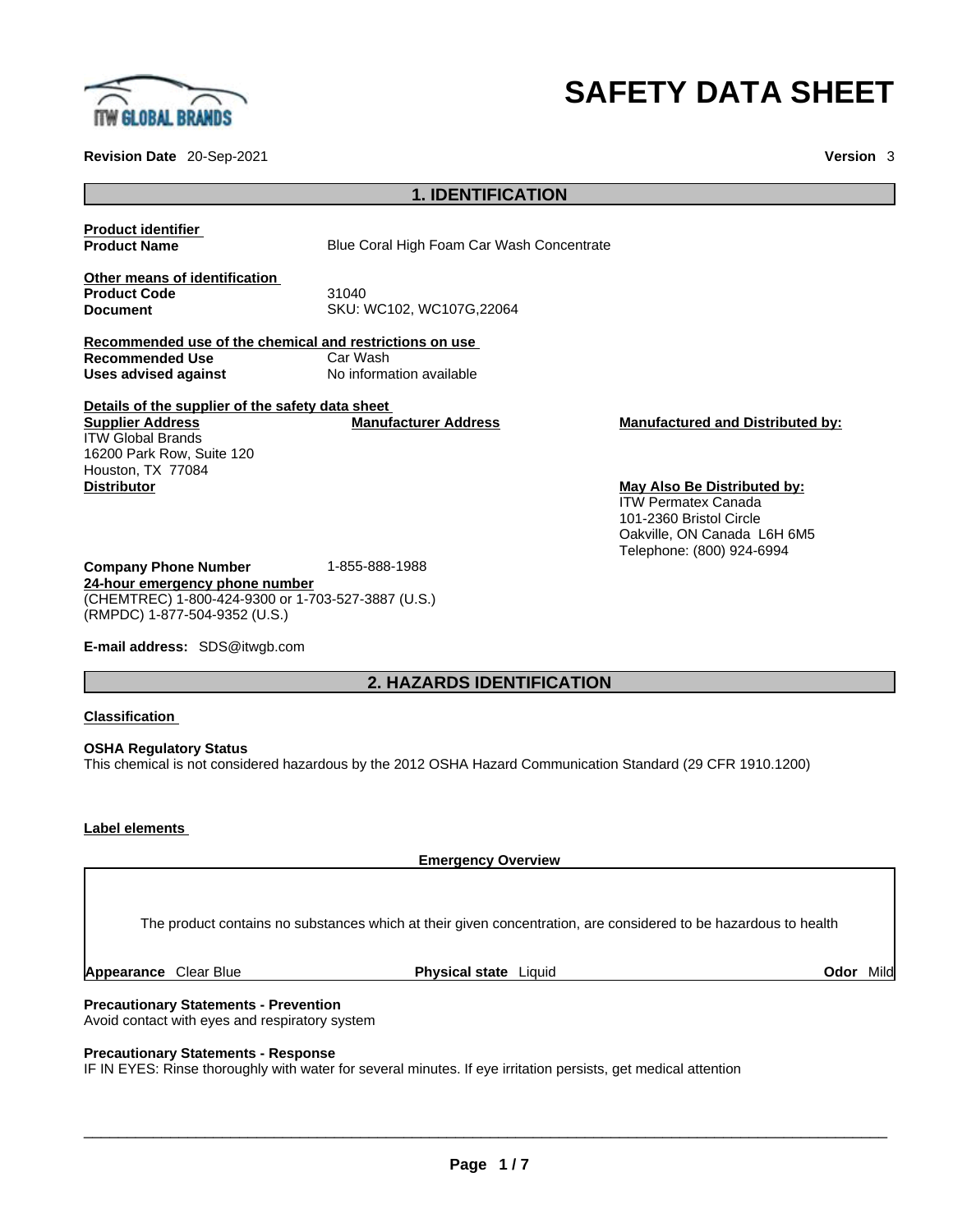# SAFETY DATA SHEET

**Revision Date** 20-Sep-2021

**Version** 3

## 1. IDENTIFICATION

**Product identifier**

**Product Name** Blue Coral High Foam Car Wash Concentrate

**Other means of identification**

**Product Code** 31040

**Document** SKU: WC102, WC107G,22064

**Recommended use of the chemical and restrictions on use**

**Recommended Use** Car Wash

**Uses advised against** No information available

**Details of the supplier of the safety data sheet**

**Supplier Address**
ITW Global Brands
16200 Park Row, Suite 120
Houston, TX 77084

**Manufacturer Address**

**Manufactured and Distributed by:**

**Distributor**

**May Also Be Distributed by:**
ITW Permatex Canada
101-2360 Bristol Circle
Oakville, ON Canada L6H 6M5
Telephone: (800) 924-6994

**Company Phone Number** 1-855-888-1988

**24-hour emergency phone number**
(CHEMTREC) 1-800-424-9300 or 1-703-527-3887 (U.S.)
(RMPDC) 1-877-504-9352 (U.S.)

**E-mail address:** SDS@itwgb.com

## 2. HAZARDS IDENTIFICATION

**Classification**

**OSHA Regulatory Status**
This chemical is not considered hazardous by the 2012 OSHA Hazard Communication Standard (29 CFR 1910.1200)

**Label elements**

**Emergency Overview**

The product contains no substances which at their given concentration, are considered to be hazardous to health

**Appearance** Clear Blue **Physical state** Liquid **Odor** Mild

**Precautionary Statements - Prevention**
Avoid contact with eyes and respiratory system

**Precautionary Statements - Response**
IF IN EYES: Rinse thoroughly with water for several minutes. If eye irritation persists, get medical attention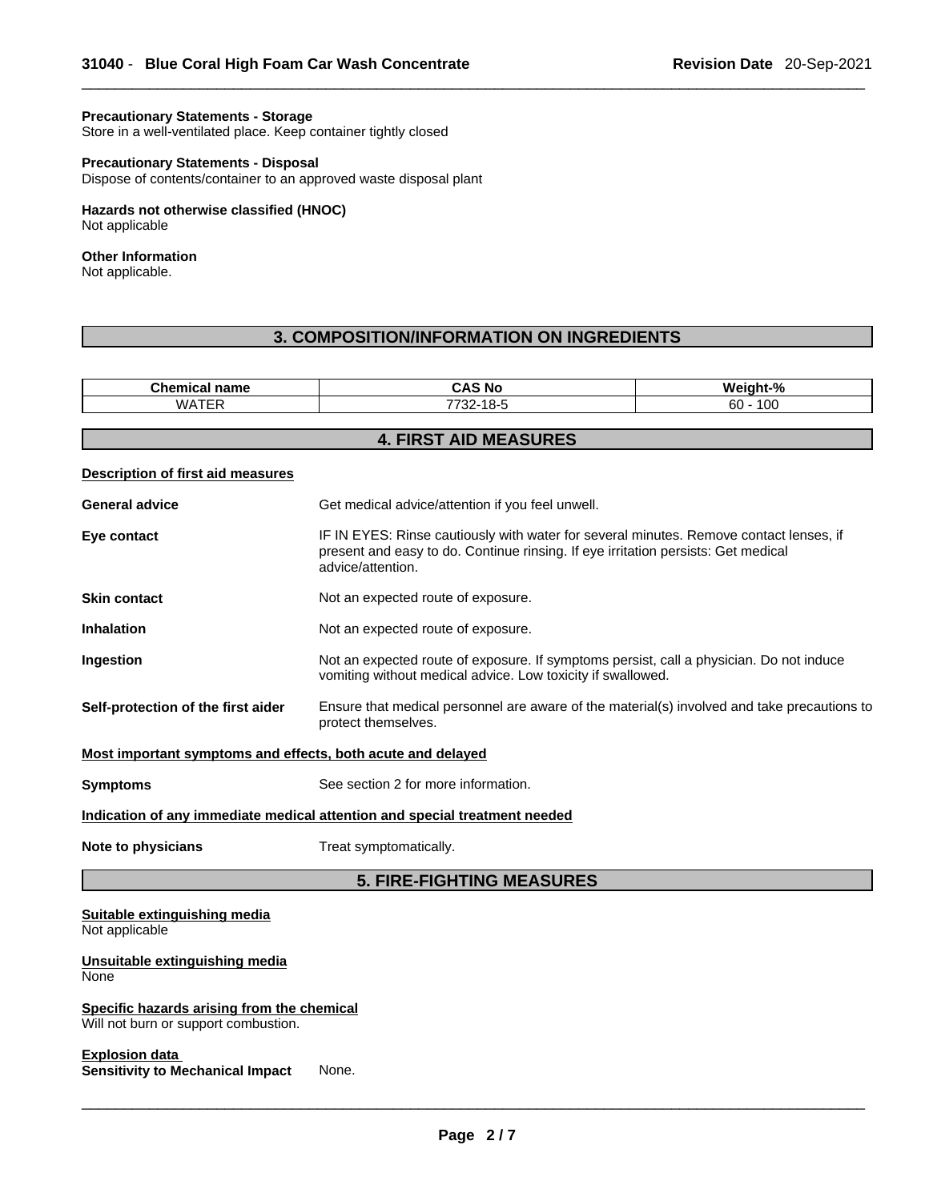**Precautionary Statements - Storage**
Store in a well-ventilated place. Keep container tightly closed

**Precautionary Statements - Disposal**
Dispose of contents/container to an approved waste disposal plant

**Hazards not otherwise classified (HNOC)**
Not applicable

**Other Information**
Not applicable.

## 3. COMPOSITION/INFORMATION ON INGREDIENTS

| Chemical name | CAS No | Weight-% |
|---|---|---|
| WATER | 7732-18-5 | 60 - 100 |

## 4. FIRST AID MEASURES

**Description of first aid measures**

**General advice** Get medical advice/attention if you feel unwell.

**Eye contact** IF IN EYES: Rinse cautiously with water for several minutes. Remove contact lenses, if present and easy to do. Continue rinsing. If eye irritation persists: Get medical advice/attention.

**Skin contact** Not an expected route of exposure.

**Inhalation** Not an expected route of exposure.

**Ingestion** Not an expected route of exposure. If symptoms persist, call a physician. Do not induce vomiting without medical advice. Low toxicity if swallowed.

**Self-protection of the first aider** Ensure that medical personnel are aware of the material(s) involved and take precautions to protect themselves.

**Most important symptoms and effects, both acute and delayed**

**Symptoms** See section 2 for more information.

**Indication of any immediate medical attention and special treatment needed**

**Note to physicians** Treat symptomatically.

## 5. FIRE-FIGHTING MEASURES

**Suitable extinguishing media**
Not applicable

**Unsuitable extinguishing media**
None

**Specific hazards arising from the chemical**
Will not burn or support combustion.

**Explosion data**
**Sensitivity to Mechanical Impact** None.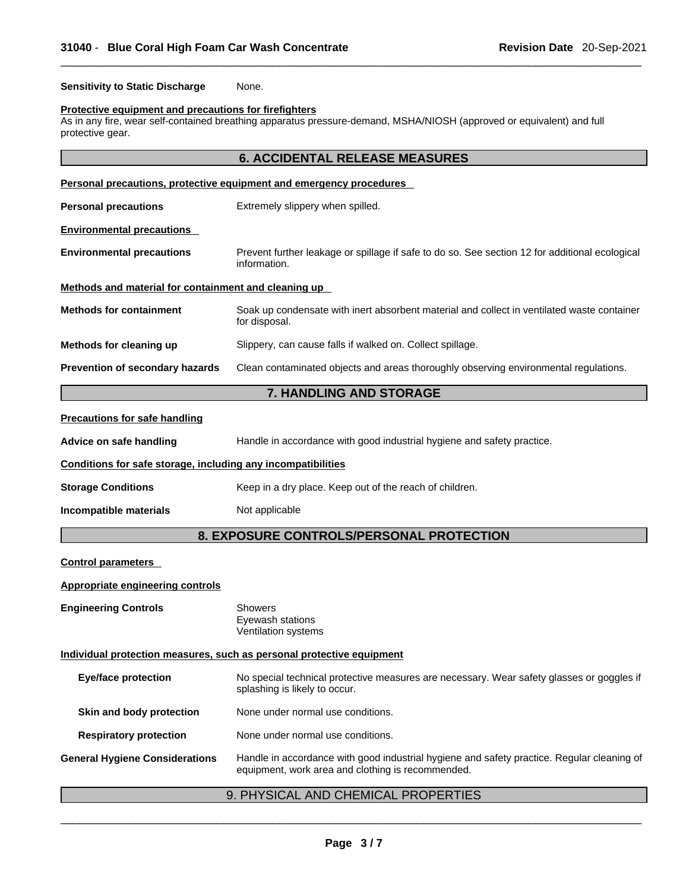**Sensitivity to Static Discharge** None.

**Protective equipment and precautions for firefighters**

As in any fire, wear self-contained breathing apparatus pressure-demand, MSHA/NIOSH (approved or equivalent) and full protective gear.

## 6. ACCIDENTAL RELEASE MEASURES

**Personal precautions, protective equipment and emergency procedures**

**Personal precautions** Extremely slippery when spilled.

**Environmental precautions**

**Environmental precautions** Prevent further leakage or spillage if safe to do so. See section 12 for additional ecological information.

**Methods and material for containment and cleaning up**

**Methods for containment** Soak up condensate with inert absorbent material and collect in ventilated waste container for disposal.

**Methods for cleaning up** Slippery, can cause falls if walked on. Collect spillage.

**Prevention of secondary hazards** Clean contaminated objects and areas thoroughly observing environmental regulations.

## 7. HANDLING AND STORAGE

**Precautions for safe handling**

**Advice on safe handling** Handle in accordance with good industrial hygiene and safety practice.

**Conditions for safe storage, including any incompatibilities**

**Storage Conditions** Keep in a dry place. Keep out of the reach of children.

**Incompatible materials** Not applicable

## 8. EXPOSURE CONTROLS/PERSONAL PROTECTION

**Control parameters**

**Appropriate engineering controls**

**Engineering Controls** Showers
Eyewash stations
Ventilation systems

**Individual protection measures, such as personal protective equipment**

**Eye/face protection** No special technical protective measures are necessary. Wear safety glasses or goggles if splashing is likely to occur.

**Skin and body protection** None under normal use conditions.

**Respiratory protection** None under normal use conditions.

**General Hygiene Considerations** Handle in accordance with good industrial hygiene and safety practice. Regular cleaning of equipment, work area and clothing is recommended.

## 9. PHYSICAL AND CHEMICAL PROPERTIES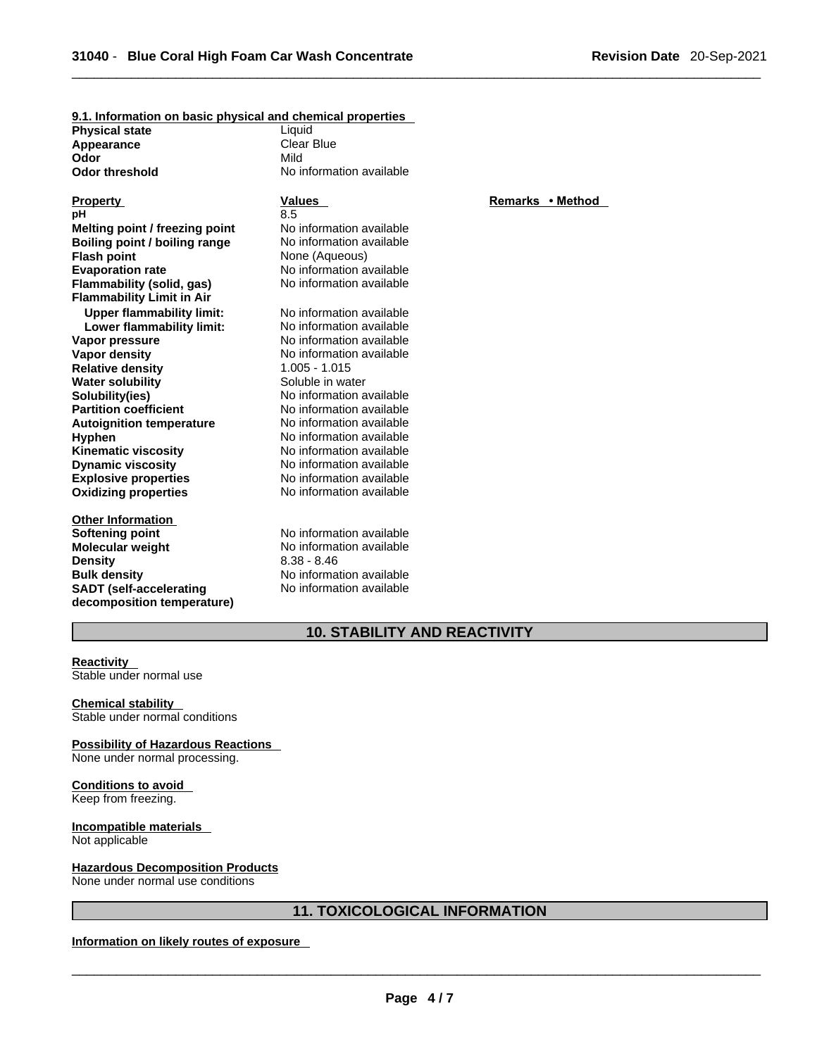### 9.1. Information on basic physical and chemical properties

| | |
|---|---|
| **Physical state** | Liquid |
| **Appearance** | Clear Blue |
| **Odor** | Mild |
| **Odor threshold** | No information available |

| **Property** | **Values** | **Remarks • Method** |
|---|---|---|
| **pH** | 8.5 | |
| **Melting point / freezing point** | No information available | |
| **Boiling point / boiling range** | No information available | |
| **Flash point** | None (Aqueous) | |
| **Evaporation rate** | No information available | |
| **Flammability (solid, gas)** | No information available | |
| **Flammability Limit in Air** | | |
| **Upper flammability limit:** | No information available | |
| **Lower flammability limit:** | No information available | |
| **Vapor pressure** | No information available | |
| **Vapor density** | No information available | |
| **Relative density** | 1.005 - 1.015 | |
| **Water solubility** | Soluble in water | |
| **Solubility(ies)** | No information available | |
| **Partition coefficient** | No information available | |
| **Autoignition temperature** | No information available | |
| **Hyphen** | No information available | |
| **Kinematic viscosity** | No information available | |
| **Dynamic viscosity** | No information available | |
| **Explosive properties** | No information available | |
| **Oxidizing properties** | No information available | |

**Other Information**

| | |
|---|---|
| **Softening point** | No information available |
| **Molecular weight** | No information available |
| **Density** | 8.38 - 8.46 |
| **Bulk density** | No information available |
| **SADT (self-accelerating decomposition temperature)** | No information available |

## 10. STABILITY AND REACTIVITY

**Reactivity**
Stable under normal use

**Chemical stability**
Stable under normal conditions

**Possibility of Hazardous Reactions**
None under normal processing.

**Conditions to avoid**
Keep from freezing.

**Incompatible materials**
Not applicable

**Hazardous Decomposition Products**
None under normal use conditions

## 11. TOXICOLOGICAL INFORMATION

**Information on likely routes of exposure**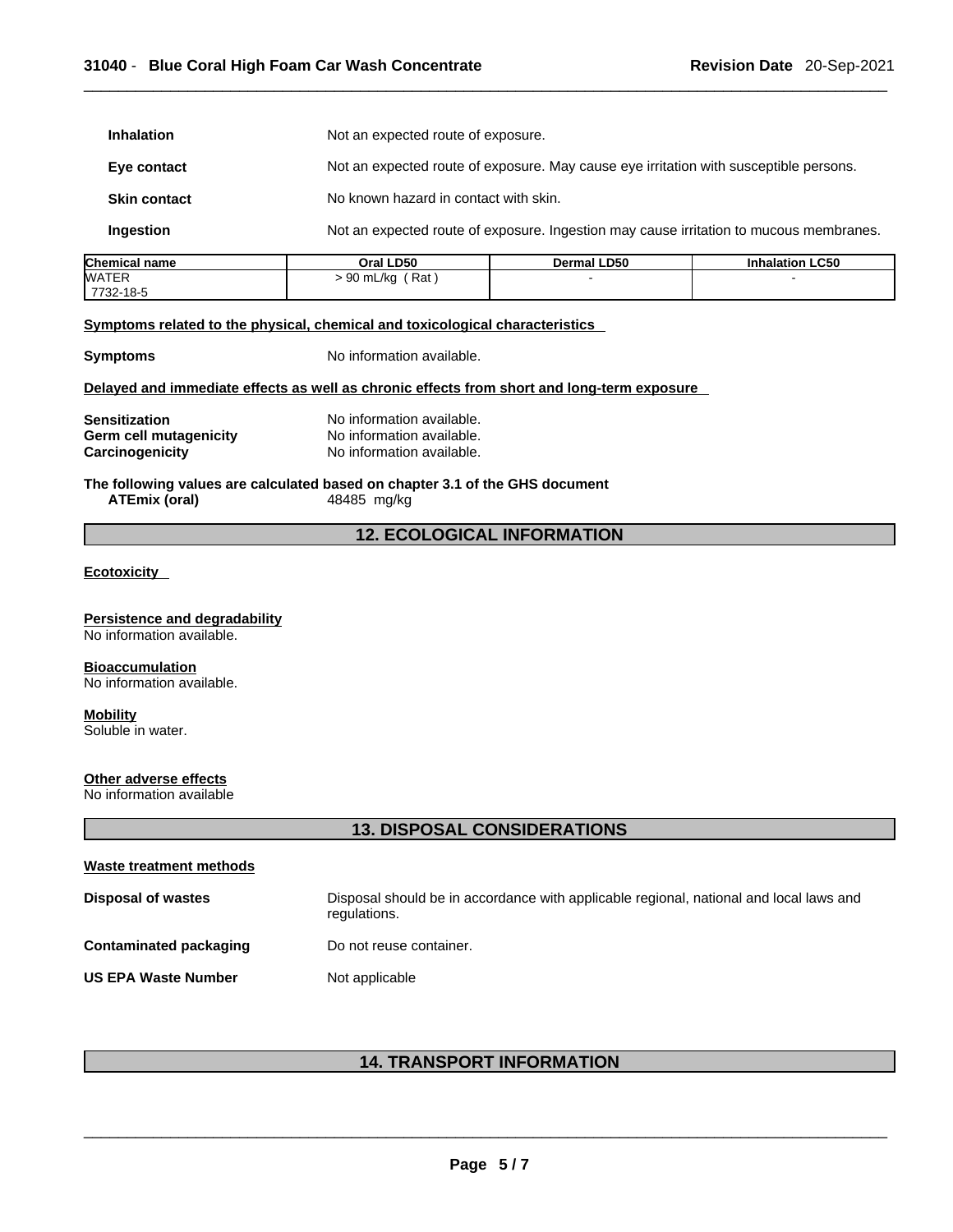| | |
|---|---|
| **Inhalation** | Not an expected route of exposure. |
| **Eye contact** | Not an expected route of exposure. May cause eye irritation with susceptible persons. |
| **Skin contact** | No known hazard in contact with skin. |
| **Ingestion** | Not an expected route of exposure. Ingestion may cause irritation to mucous membranes. |

| Chemical name | Oral LD50 | Dermal LD50 | Inhalation LC50 |
|---|---|---|---|
| WATER<br>7732-18-5 | > 90 mL/kg ( Rat ) | - | - |

**Symptoms related to the physical, chemical and toxicological characteristics**

**Symptoms** No information available.

**Delayed and immediate effects as well as chronic effects from short and long-term exposure**

**Sensitization** No information available.
**Germ cell mutagenicity** No information available.
**Carcinogenicity** No information available.

**The following values are calculated based on chapter 3.1 of the GHS document**
**ATEmix (oral)** 48485 mg/kg

## 12. ECOLOGICAL INFORMATION

**Ecotoxicity**

**Persistence and degradability**
No information available.

**Bioaccumulation**
No information available.

**Mobility**
Soluble in water.

**Other adverse effects**
No information available

## 13. DISPOSAL CONSIDERATIONS

**Waste treatment methods**

| | |
|---|---|
| **Disposal of wastes** | Disposal should be in accordance with applicable regional, national and local laws and regulations. |
| **Contaminated packaging** | Do not reuse container. |
| **US EPA Waste Number** | Not applicable |

## 14. TRANSPORT INFORMATION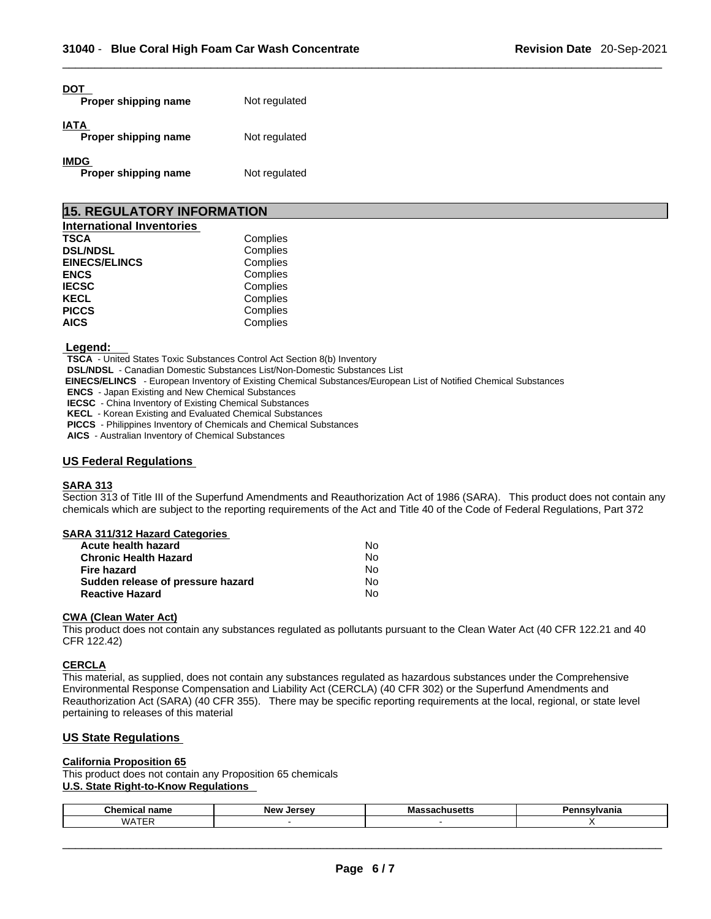**DOT**

| | |
|---|---|
| **Proper shipping name** | Not regulated |

**IATA**

| | |
|---|---|
| **Proper shipping name** | Not regulated |

**IMDG**

| | |
|---|---|
| **Proper shipping name** | Not regulated |

## 15. REGULATORY INFORMATION

**International Inventories**

| | |
|---|---|
| **TSCA** | Complies |
| **DSL/NDSL** | Complies |
| **EINECS/ELINCS** | Complies |
| **ENCS** | Complies |
| **IECSC** | Complies |
| **KECL** | Complies |
| **PICCS** | Complies |
| **AICS** | Complies |

**Legend:**

**TSCA** - United States Toxic Substances Control Act Section 8(b) Inventory
**DSL/NDSL** - Canadian Domestic Substances List/Non-Domestic Substances List
**EINECS/ELINCS** - European Inventory of Existing Chemical Substances/European List of Notified Chemical Substances
**ENCS** - Japan Existing and New Chemical Substances
**IECSC** - China Inventory of Existing Chemical Substances
**KECL** - Korean Existing and Evaluated Chemical Substances
**PICCS** - Philippines Inventory of Chemicals and Chemical Substances
**AICS** - Australian Inventory of Chemical Substances

### US Federal Regulations

**SARA 313**

Section 313 of Title III of the Superfund Amendments and Reauthorization Act of 1986 (SARA). This product does not contain any chemicals which are subject to the reporting requirements of the Act and Title 40 of the Code of Federal Regulations, Part 372

**SARA 311/312 Hazard Categories**

| | |
|---|---|
| **Acute health hazard** | No |
| **Chronic Health Hazard** | No |
| **Fire hazard** | No |
| **Sudden release of pressure hazard** | No |
| **Reactive Hazard** | No |

**CWA (Clean Water Act)**

This product does not contain any substances regulated as pollutants pursuant to the Clean Water Act (40 CFR 122.21 and 40 CFR 122.42)

**CERCLA**

This material, as supplied, does not contain any substances regulated as hazardous substances under the Comprehensive Environmental Response Compensation and Liability Act (CERCLA) (40 CFR 302) or the Superfund Amendments and Reauthorization Act (SARA) (40 CFR 355). There may be specific reporting requirements at the local, regional, or state level pertaining to releases of this material

### US State Regulations

**California Proposition 65**

This product does not contain any Proposition 65 chemicals

**U.S. State Right-to-Know Regulations**

| Chemical name | New Jersey | Massachusetts | Pennsylvania |
|---|---|---|---|
| WATER | - | - | X |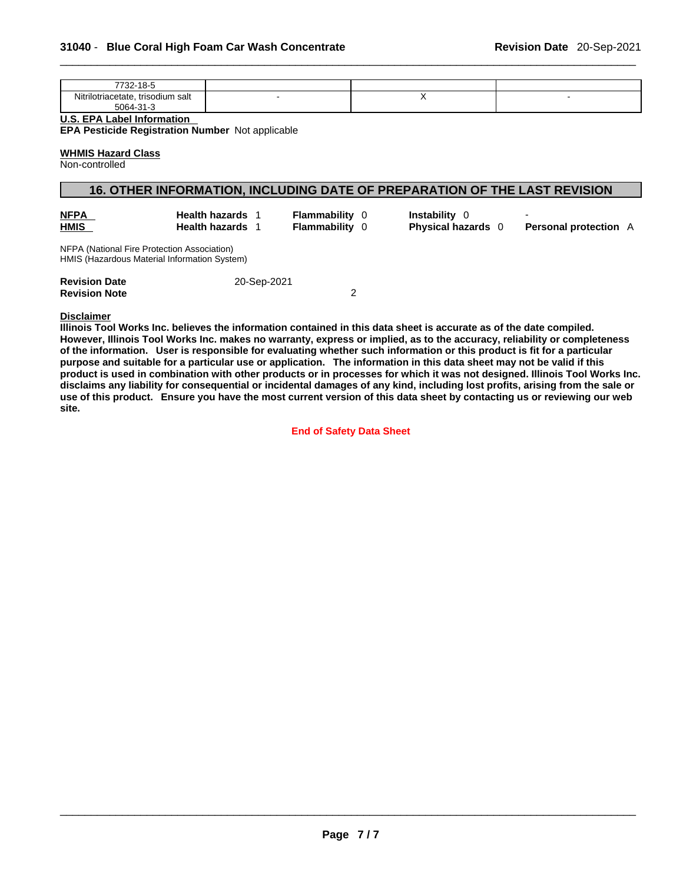| | | | |
|---|---|---|---|
| 7732-18-5 | | | |
| Nitrilotriacetate, trisodium salt 5064-31-3 | - | X | - |

**U.S. EPA Label Information**

**EPA Pesticide Registration Number** Not applicable

**WHMIS Hazard Class**

Non-controlled

## 16. OTHER INFORMATION, INCLUDING DATE OF PREPARATION OF THE LAST REVISION

| | | | | |
|---|---|---|---|---|
| **NFPA** | **Health hazards** 1 | **Flammability** 0 | **Instability** 0 | - |
| **HMIS** | **Health hazards** 1 | **Flammability** 0 | **Physical hazards** 0 | **Personal protection** A |

NFPA (National Fire Protection Association)
HMIS (Hazardous Material Information System)

**Revision Date** 20-Sep-2021
**Revision Note** 2

**Disclaimer**

**Illinois Tool Works Inc. believes the information contained in this data sheet is accurate as of the date compiled. However, Illinois Tool Works Inc. makes no warranty, express or implied, as to the accuracy, reliability or completeness of the information. User is responsible for evaluating whether such information or this product is fit for a particular purpose and suitable for a particular use or application. The information in this data sheet may not be valid if this product is used in combination with other products or in processes for which it was not designed. Illinois Tool Works Inc. disclaims any liability for consequential or incidental damages of any kind, including lost profits, arising from the sale or use of this product. Ensure you have the most current version of this data sheet by contacting us or reviewing our web site.**

**End of Safety Data Sheet**